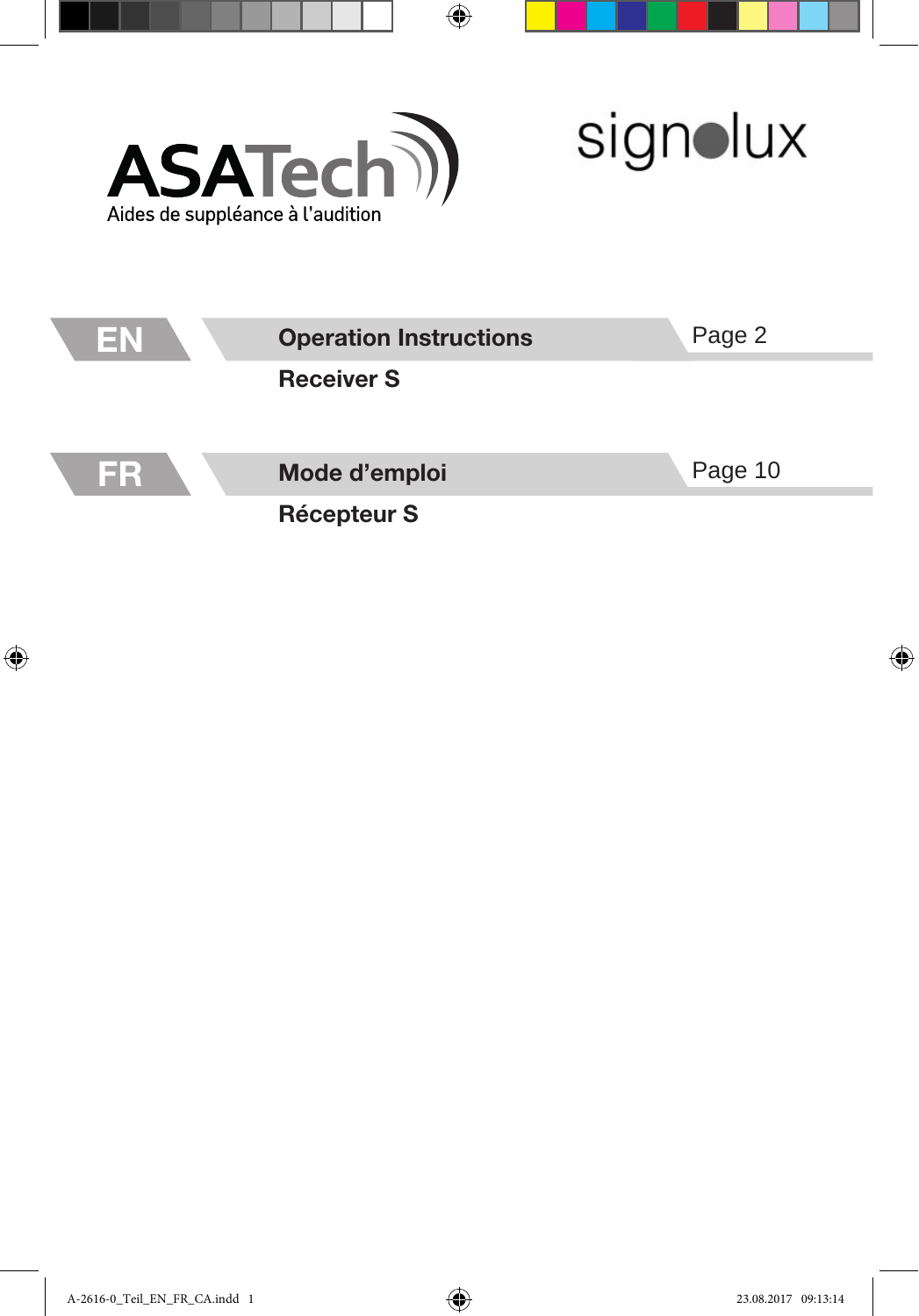ASATech

Aides de suppléance à l'audition

signolux

**EN** **Operation Instructions** Page 2

**Receiver S**

**FR** **Mode d'emploi** Page 10

**Récepteur S**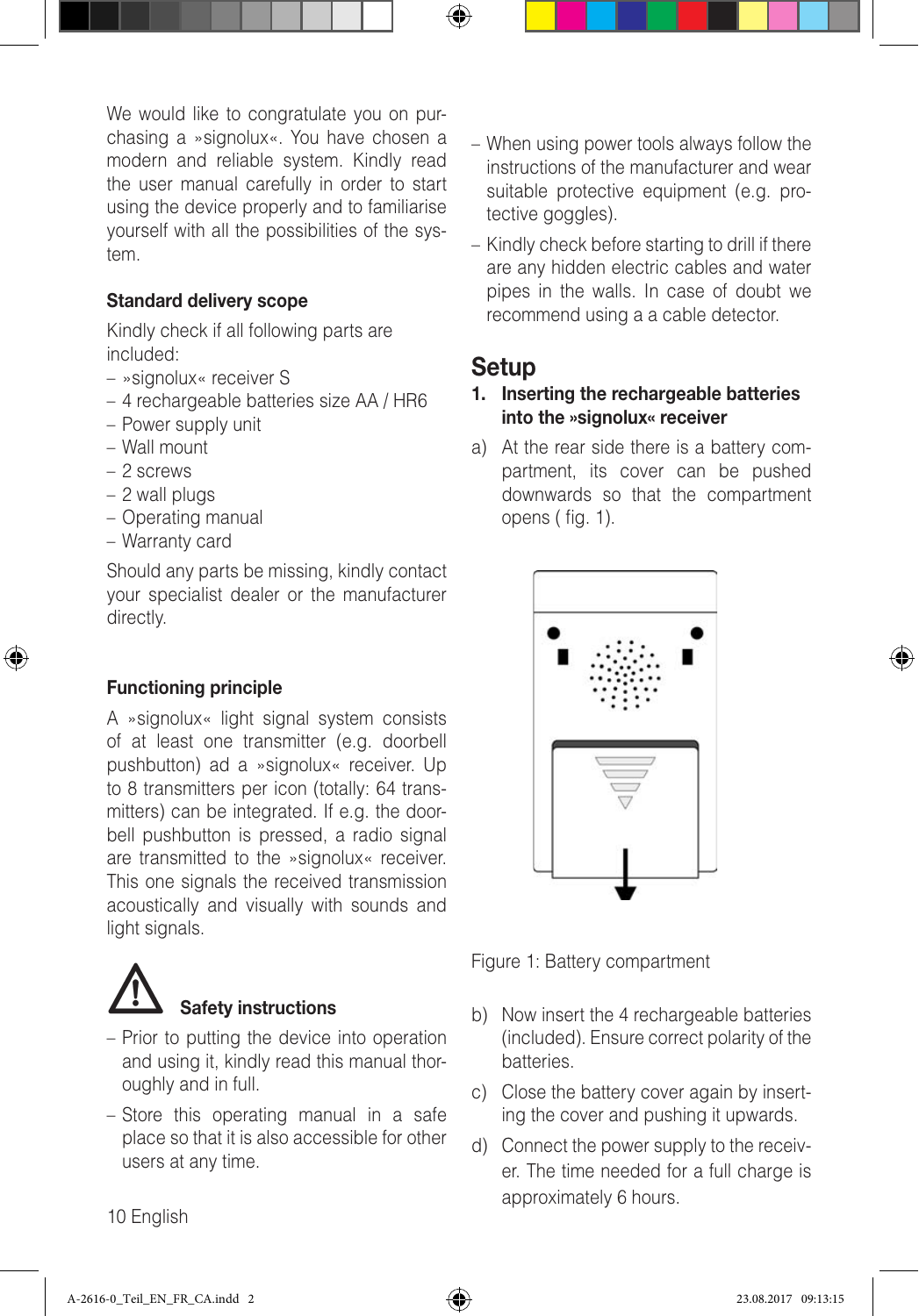We would like to congratulate you on purchasing a »signolux«. You have chosen a modern and reliable system. Kindly read the user manual carefully in order to start using the device properly and to familiarise yourself with all the possibilities of the system.

### Standard delivery scope

Kindly check if all following parts are included:

- »signolux« receiver S
- 4 rechargeable batteries size AA / HR6
- Power supply unit
- Wall mount
- 2 screws
- 2 wall plugs
- Operating manual
- Warranty card

Should any parts be missing, kindly contact your specialist dealer or the manufacturer directly.

### Functioning principle

A »signolux« light signal system consists of at least one transmitter (e.g. doorbell pushbutton) ad a »signolux« receiver. Up to 8 transmitters per icon (totally: 64 transmitters) can be integrated. If e.g. the doorbell pushbutton is pressed, a radio signal are transmitted to the »signolux« receiver. This one signals the received transmission acoustically and visually with sounds and light signals.

### Safety instructions

- Prior to putting the device into operation and using it, kindly read this manual thoroughly and in full.
- Store this operating manual in a safe place so that it is also accessible for other users at any time.
- When using power tools always follow the instructions of the manufacturer and wear suitable protective equipment (e.g. protective goggles).
- Kindly check before starting to drill if there are any hidden electric cables and water pipes in the walls. In case of doubt we recommend using a a cable detector.

## Setup

### 1. Inserting the rechargeable batteries into the »signolux« receiver

a) At the rear side there is a battery compartment, its cover can be pushed downwards so that the compartment opens ( fig. 1).

Figure 1: Battery compartment

b) Now insert the 4 rechargeable batteries (included). Ensure correct polarity of the batteries.

c) Close the battery cover again by inserting the cover and pushing it upwards.

d) Connect the power supply to the receiver. The time needed for a full charge is approximately 6 hours.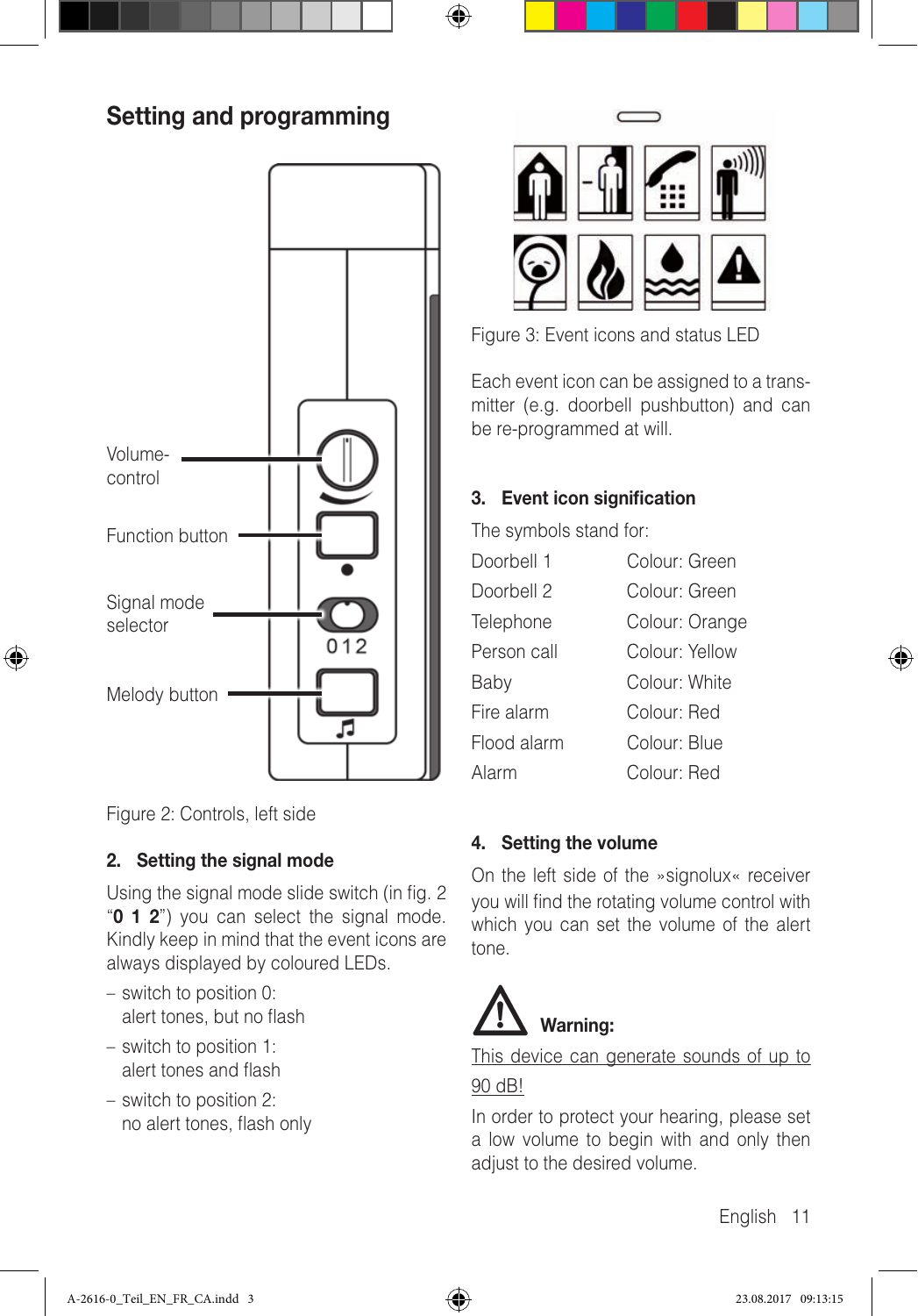## Setting and programming

Volume-control

Function button

Signal mode selector

Melody button

Figure 2: Controls, left side

### 2. Setting the signal mode

Using the signal mode slide switch (in fig. 2 "**0 1 2**") you can select the signal mode. Kindly keep in mind that the event icons are always displayed by coloured LEDs.

- switch to position 0: alert tones, but no flash
- switch to position 1: alert tones and flash
- switch to position 2: no alert tones, flash only

Figure 3: Event icons and status LED

Each event icon can be assigned to a transmitter (e.g. doorbell pushbutton) and can be re-programmed at will.

### 3. Event icon signification

The symbols stand for:

| | |
|---|---|
| Doorbell 1 | Colour: Green |
| Doorbell 2 | Colour: Green |
| Telephone | Colour: Orange |
| Person call | Colour: Yellow |
| Baby | Colour: White |
| Fire alarm | Colour: Red |
| Flood alarm | Colour: Blue |
| Alarm | Colour: Red |

### 4. Setting the volume

On the left side of the »signolux« receiver you will find the rotating volume control with which you can set the volume of the alert tone.

**Warning:**

This device can generate sounds of up to 90 dB!

In order to protect your hearing, please set a low volume to begin with and only then adjust to the desired volume.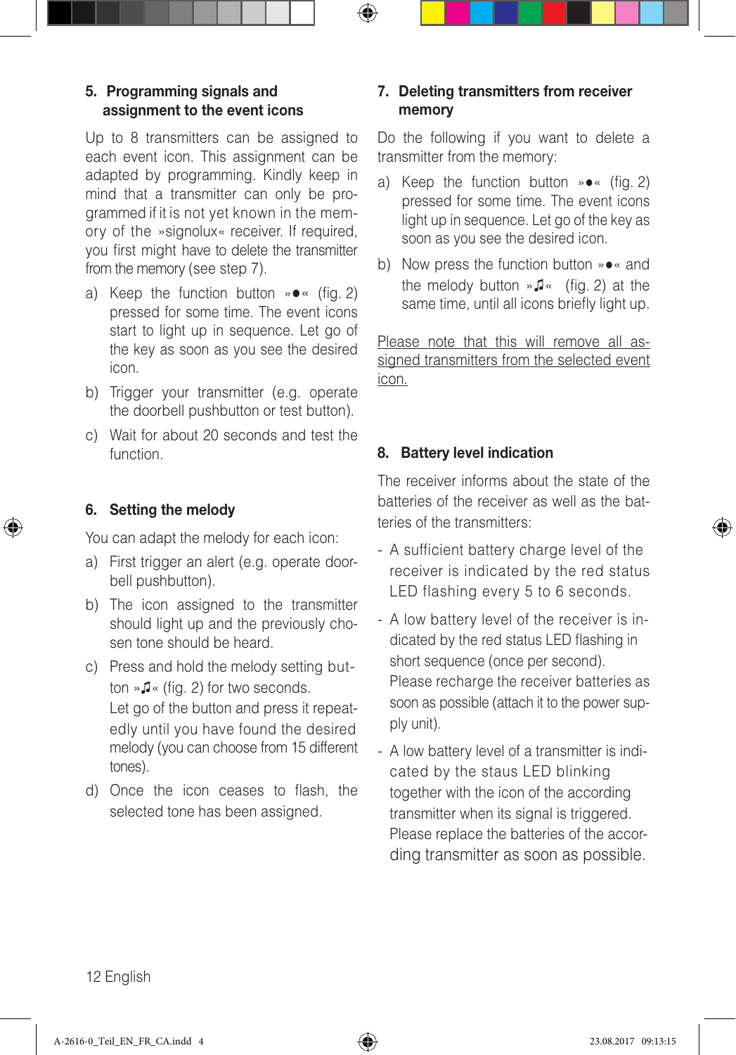## 5. Programming signals and assignment to the event icons

Up to 8 transmitters can be assigned to each event icon. This assignment can be adapted by programming. Kindly keep in mind that a transmitter can only be programmed if it is not yet known in the memory of the »signolux« receiver. If required, you first might have to delete the transmitter from the memory (see step 7).

a) Keep the function button »●« (fig. 2) pressed for some time. The event icons start to light up in sequence. Let go of the key as soon as you see the desired icon.

b) Trigger your transmitter (e.g. operate the doorbell pushbutton or test button).

c) Wait for about 20 seconds and test the function.

## 6. Setting the melody

You can adapt the melody for each icon:

a) First trigger an alert (e.g. operate doorbell pushbutton).

b) The icon assigned to the transmitter should light up and the previously chosen tone should be heard.

c) Press and hold the melody setting button »♫« (fig. 2) for two seconds. Let go of the button and press it repeatedly until you have found the desired melody (you can choose from 15 different tones).

d) Once the icon ceases to flash, the selected tone has been assigned.

## 7. Deleting transmitters from receiver memory

Do the following if you want to delete a transmitter from the memory:

a) Keep the function button »●« (fig. 2) pressed for some time. The event icons light up in sequence. Let go of the key as soon as you see the desired icon.

b) Now press the function button »●« and the melody button »♫« (fig. 2) at the same time, until all icons briefly light up.

<u>Please note that this will remove all assigned transmitters from the selected event icon.</u>

## 8. Battery level indication

The receiver informs about the state of the batteries of the receiver as well as the batteries of the transmitters:

- A sufficient battery charge level of the receiver is indicated by the red status LED flashing every 5 to 6 seconds.
- A low battery level of the receiver is indicated by the red status LED flashing in short sequence (once per second). Please recharge the receiver batteries as soon as possible (attach it to the power supply unit).
- A low battery level of a transmitter is indicated by the staus LED blinking together with the icon of the according transmitter when its signal is triggered. Please replace the batteries of the according transmitter as soon as possible.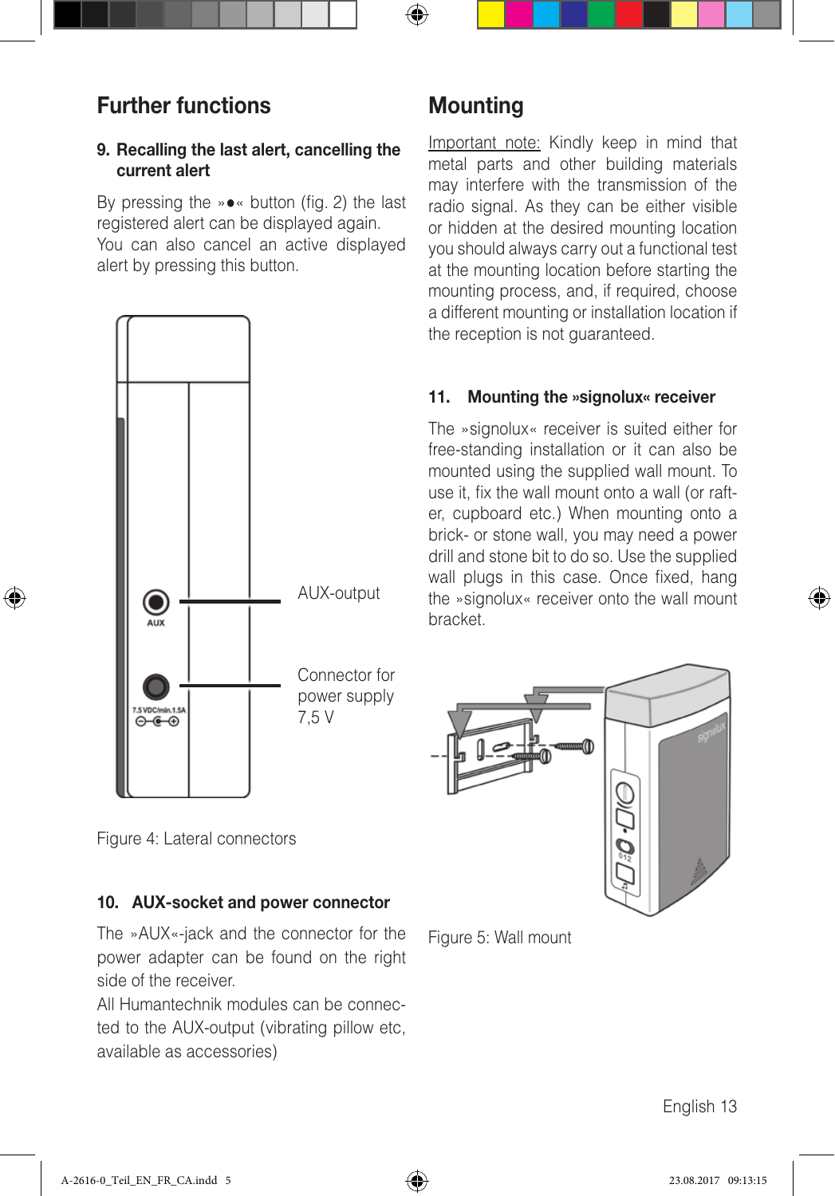## Further functions

### 9. Recalling the last alert, cancelling the current alert

By pressing the »●« button (fig. 2) the last registered alert can be displayed again. You can also cancel an active displayed alert by pressing this button.

AUX-output

Connector for power supply 7,5 V

Figure 4: Lateral connectors

### 10. AUX-socket and power connector

The »AUX«-jack and the connector for the power adapter can be found on the right side of the receiver.

All Humantechnik modules can be connected to the AUX-output (vibrating pillow etc, available as accessories)

## Mounting

Important note: Kindly keep in mind that metal parts and other building materials may interfere with the transmission of the radio signal. As they can be either visible or hidden at the desired mounting location you should always carry out a functional test at the mounting location before starting the mounting process, and, if required, choose a different mounting or installation location if the reception is not guaranteed.

### 11. Mounting the »signolux« receiver

The »signolux« receiver is suited either for free-standing installation or it can also be mounted using the supplied wall mount. To use it, fix the wall mount onto a wall (or rafter, cupboard etc.) When mounting onto a brick- or stone wall, you may need a power drill and stone bit to do so. Use the supplied wall plugs in this case. Once fixed, hang the »signolux« receiver onto the wall mount bracket.

Figure 5: Wall mount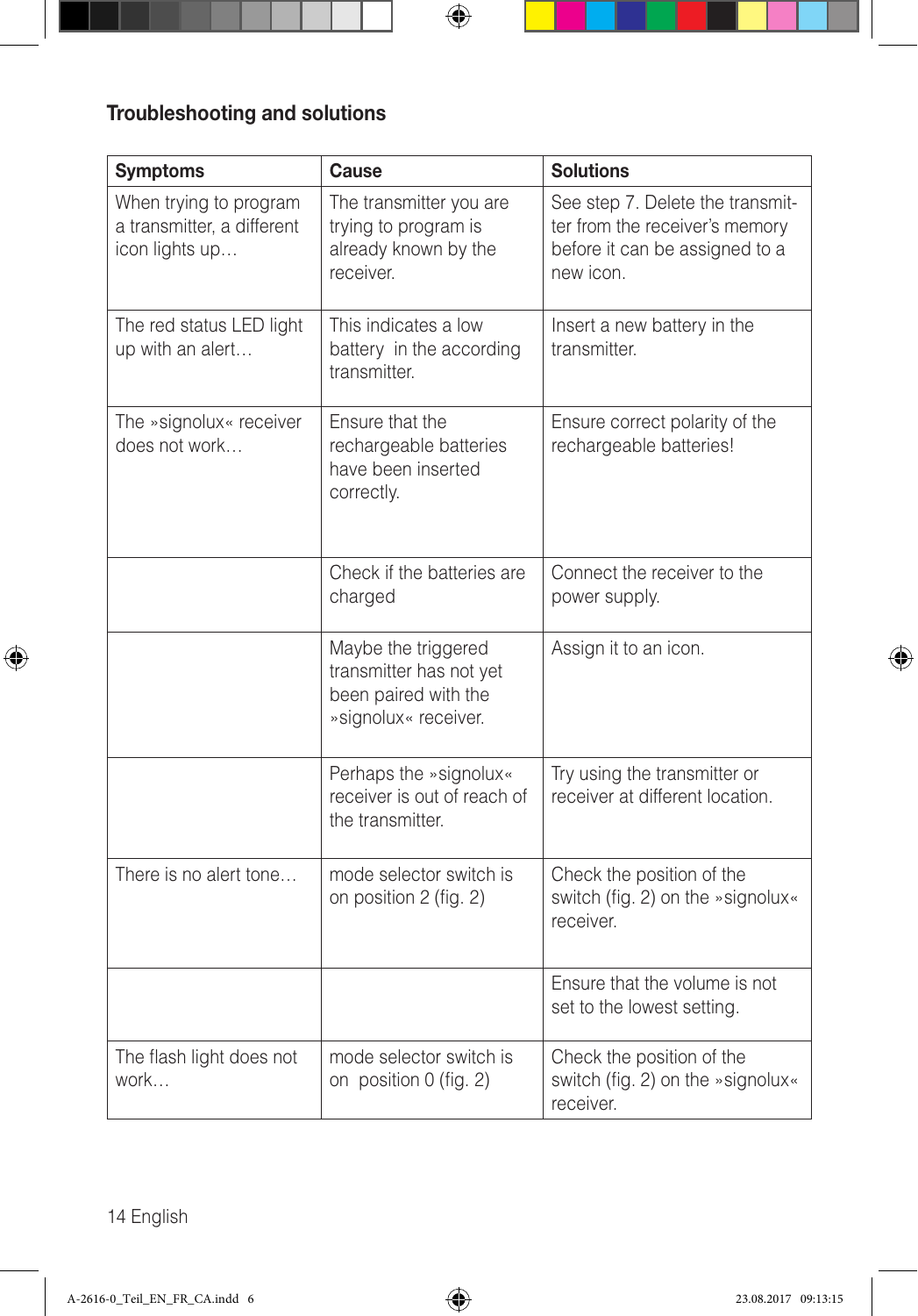## Troubleshooting and solutions

| Symptoms | Cause | Solutions |
| --- | --- | --- |
| When trying to program a transmitter, a different icon lights up… | The transmitter you are trying to program is already known by the receiver. | See step 7. Delete the transmitter from the receiver's memory before it can be assigned to a new icon. |
| The red status LED light up with an alert… | This indicates a low battery in the according transmitter. | Insert a new battery in the transmitter. |
| The »signolux« receiver does not work… | Ensure that the rechargeable batteries have been inserted correctly. | Ensure correct polarity of the rechargeable batteries! |
| | Check if the batteries are charged | Connect the receiver to the power supply. |
| | Maybe the triggered transmitter has not yet been paired with the »signolux« receiver. | Assign it to an icon. |
| | Perhaps the »signolux« receiver is out of reach of the transmitter. | Try using the transmitter or receiver at different location. |
| There is no alert tone… | mode selector switch is on position 2 (fig. 2) | Check the position of the switch (fig. 2) on the »signolux« receiver. |
| | | Ensure that the volume is not set to the lowest setting. |
| The flash light does not work… | mode selector switch is on position 0 (fig. 2) | Check the position of the switch (fig. 2) on the »signolux« receiver. |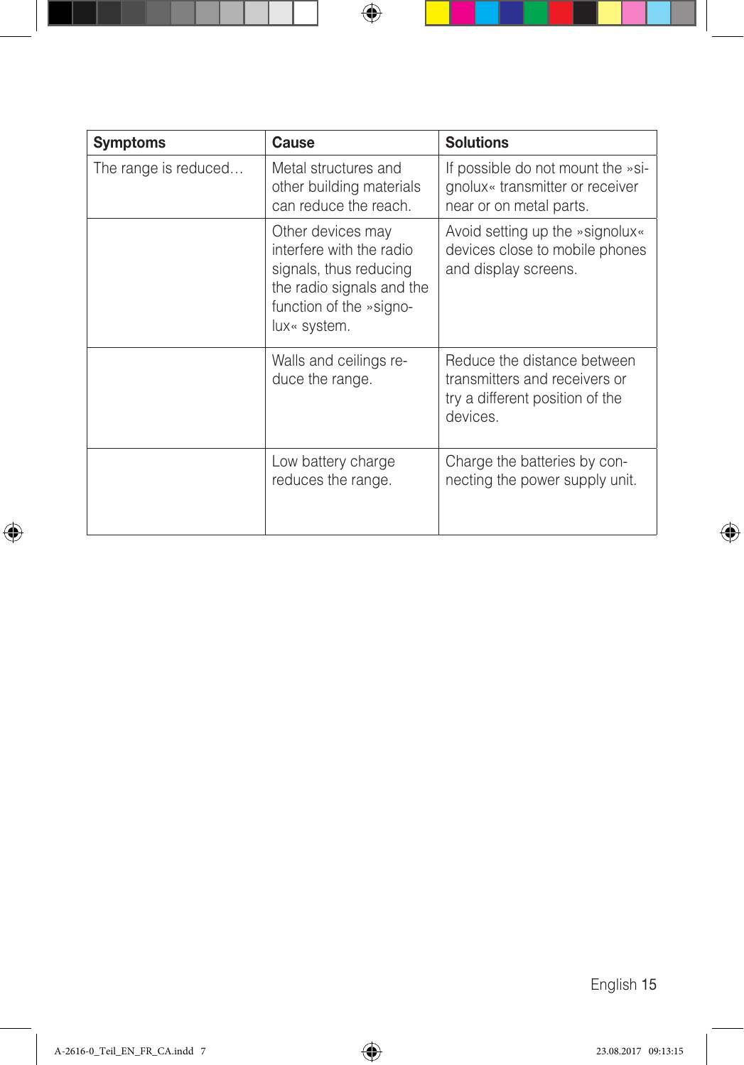| Symptoms | Cause | Solutions |
|---|---|---|
| The range is reduced… | Metal structures and other building materials can reduce the reach. | If possible do not mount the »signolux« transmitter or receiver near or on metal parts. |
| | Other devices may interfere with the radio signals, thus reducing the radio signals and the function of the »signolux« system. | Avoid setting up the »signolux« devices close to mobile phones and display screens. |
| | Walls and ceilings reduce the range. | Reduce the distance between transmitters and receivers or try a different position of the devices. |
| | Low battery charge reduces the range. | Charge the batteries by connecting the power supply unit. |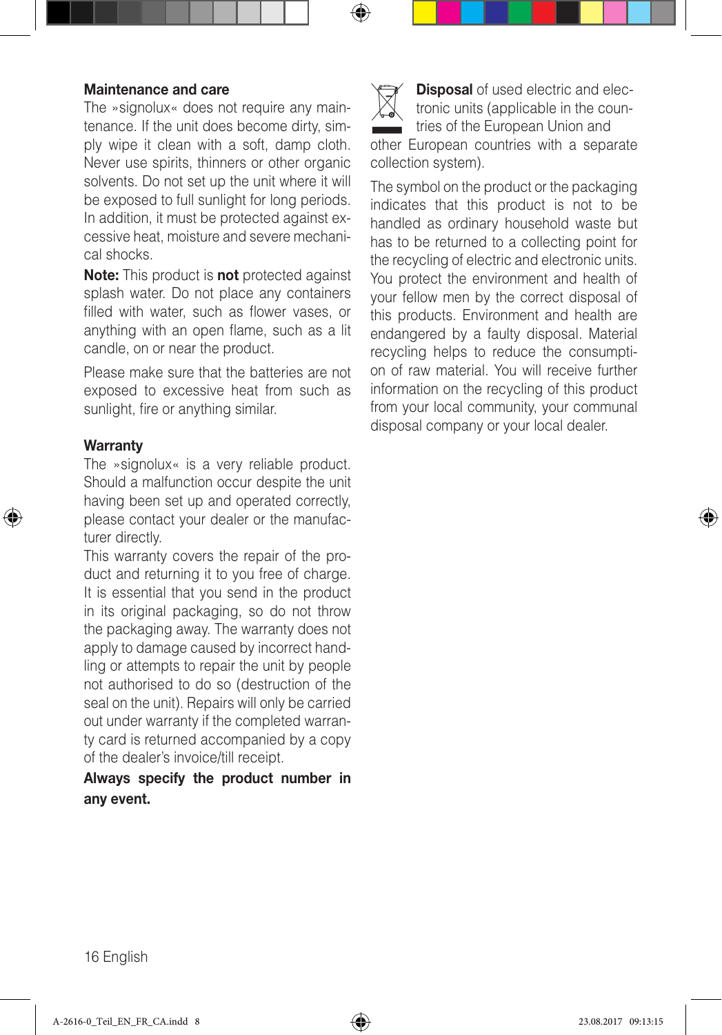## Maintenance and care

The »signolux« does not require any maintenance. If the unit does become dirty, simply wipe it clean with a soft, damp cloth. Never use spirits, thinners or other organic solvents. Do not set up the unit where it will be exposed to full sunlight for long periods. In addition, it must be protected against excessive heat, moisture and severe mechanical shocks.

**Note:** This product is **not** protected against splash water. Do not place any containers filled with water, such as flower vases, or anything with an open flame, such as a lit candle, on or near the product.

Please make sure that the batteries are not exposed to excessive heat from such as sunlight, fire or anything similar.

## Warranty

The »signolux« is a very reliable product. Should a malfunction occur despite the unit having been set up and operated correctly, please contact your dealer or the manufacturer directly.

This warranty covers the repair of the product and returning it to you free of charge. It is essential that you send in the product in its original packaging, so do not throw the packaging away. The warranty does not apply to damage caused by incorrect handling or attempts to repair the unit by people not authorised to do so (destruction of the seal on the unit). Repairs will only be carried out under warranty if the completed warranty card is returned accompanied by a copy of the dealer's invoice/till receipt.

**Always specify the product number in any event.**

**Disposal** of used electric and electronic units (applicable in the countries of the European Union and other European countries with a separate collection system).

The symbol on the product or the packaging indicates that this product is not to be handled as ordinary household waste but has to be returned to a collecting point for the recycling of electric and electronic units. You protect the environment and health of your fellow men by the correct disposal of this products. Environment and health are endangered by a faulty disposal. Material recycling helps to reduce the consumption of raw material. You will receive further information on the recycling of this product from your local community, your communal disposal company or your local dealer.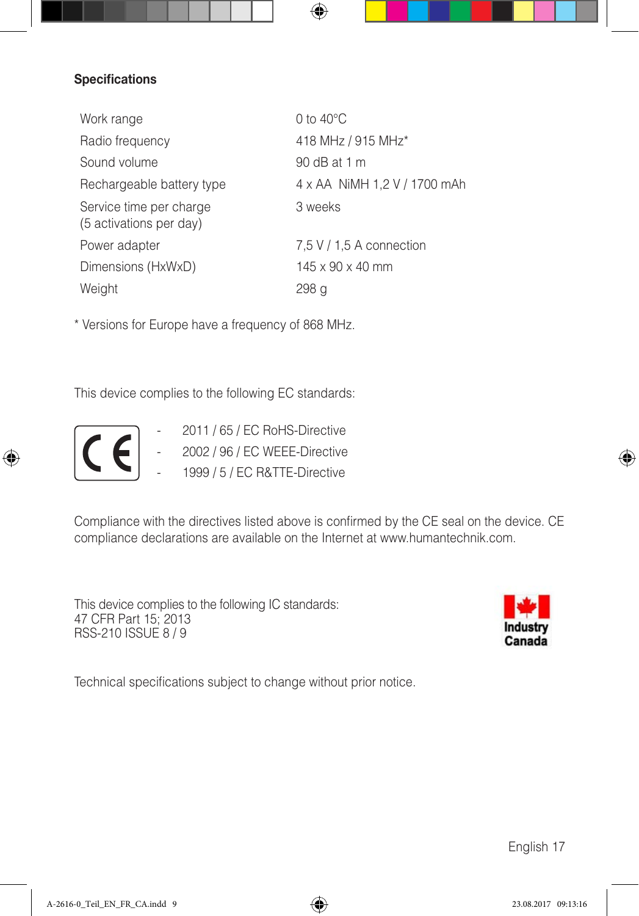**Specifications**

| | |
|---|---|
| Work range | 0 to 40°C |
| Radio frequency | 418 MHz / 915 MHz* |
| Sound volume | 90 dB at 1 m |
| Rechargeable battery type | 4 x AA NiMH 1,2 V / 1700 mAh |
| Service time per charge (5 activations per day) | 3 weeks |
| Power adapter | 7,5 V / 1,5 A connection |
| Dimensions (HxWxD) | 145 x 90 x 40 mm |
| Weight | 298 g |

* Versions for Europe have a frequency of 868 MHz.

This device complies to the following EC standards:

- 2011 / 65 / EC RoHS-Directive
- 2002 / 96 / EC WEEE-Directive
- 1999 / 5 / EC R&TTE-Directive

Compliance with the directives listed above is confirmed by the CE seal on the device. CE compliance declarations are available on the Internet at www.humantechnik.com.

This device complies to the following IC standards:
47 CFR Part 15; 2013
RSS-210 ISSUE 8 / 9

Industry Canada

Technical specifications subject to change without prior notice.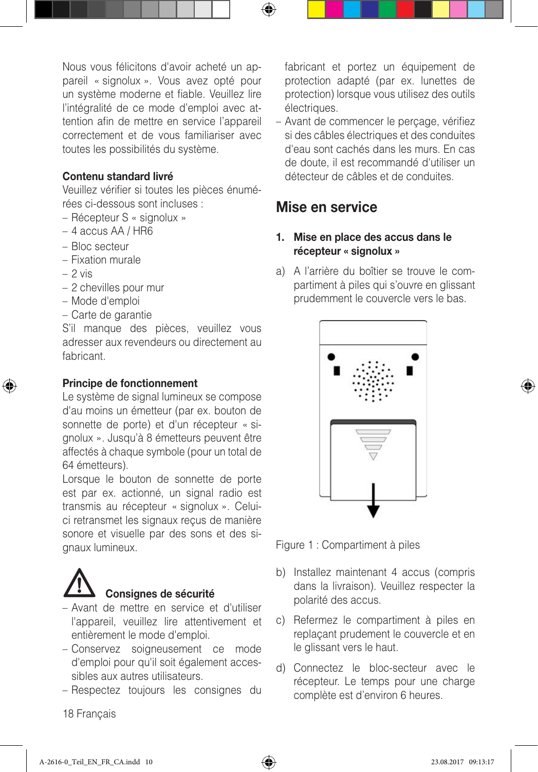Nous vous félicitons d'avoir acheté un appareil « signolux ». Vous avez opté pour un système moderne et fiable. Veuillez lire l'intégralité de ce mode d'emploi avec attention afin de mettre en service l'appareil correctement et de vous familiariser avec toutes les possibilités du système.

**Contenu standard livré**

Veuillez vérifier si toutes les pièces énumérées ci-dessous sont incluses :

- Récepteur S « signolux »
- 4 accus AA / HR6
- Bloc secteur
- Fixation murale
- 2 vis
- 2 chevilles pour mur
- Mode d'emploi
- Carte de garantie

S'il manque des pièces, veuillez vous adresser aux revendeurs ou directement au fabricant.

**Principe de fonctionnement**

Le système de signal lumineux se compose d'au moins un émetteur (par ex. bouton de sonnette de porte) et d'un récepteur « signolux ». Jusqu'à 8 émetteurs peuvent être affectés à chaque symbole (pour un total de 64 émetteurs).

Lorsque le bouton de sonnette de porte est par ex. actionné, un signal radio est transmis au récepteur « signolux ». Celui-ci retransmet les signaux reçus de manière sonore et visuelle par des sons et des signaux lumineux.

**Consignes de sécurité**

- Avant de mettre en service et d'utiliser l'appareil, veuillez lire attentivement et entièrement le mode d'emploi.
- Conservez soigneusement ce mode d'emploi pour qu'il soit également accessibles aux autres utilisateurs.
- Respectez toujours les consignes du fabricant et portez un équipement de protection adapté (par ex. lunettes de protection) lorsque vous utilisez des outils électriques.
- Avant de commencer le perçage, vérifiez si des câbles électriques et des conduites d'eau sont cachés dans les murs. En cas de doute, il est recommandé d'utiliser un détecteur de câbles et de conduites.

## Mise en service

**1. Mise en place des accus dans le récepteur « signolux »**

a) A l'arrière du boîtier se trouve le compartiment à piles qui s'ouvre en glissant prudemment le couvercle vers le bas.

Figure 1 : Compartiment à piles

b) Installez maintenant 4 accus (compris dans la livraison). Veuillez respecter la polarité des accus.

c) Refermez le compartiment à piles en replaçant prudement le couvercle et en le glissant vers le haut.

d) Connectez le bloc-secteur avec le récepteur. Le temps pour une charge complète est d'environ 6 heures.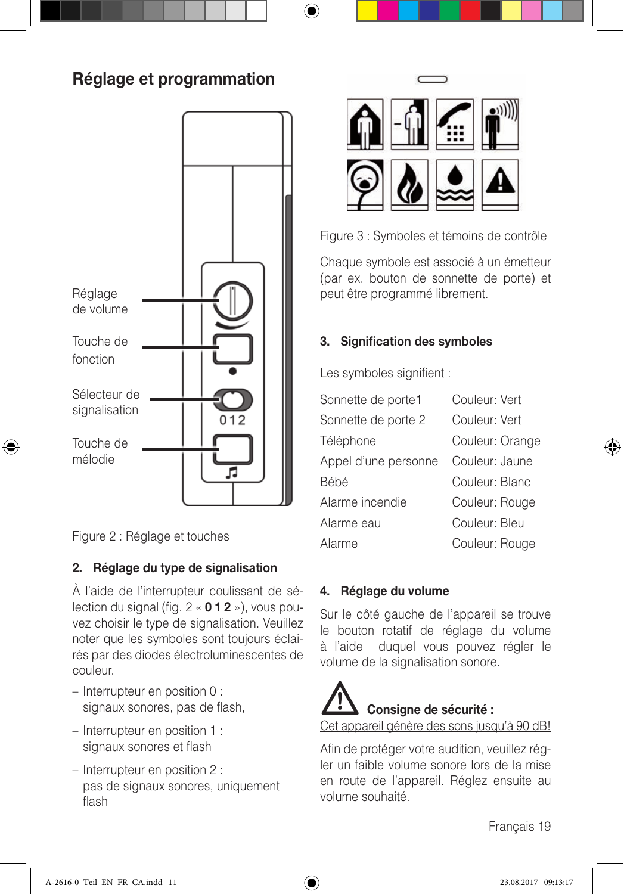# Réglage et programmation

Réglage de volume

Touche de fonction

Sélecteur de signalisation

Touche de mélodie

Figure 2 : Réglage et touches

## 2. Réglage du type de signalisation

À l'aide de l'interrupteur coulissant de sélection du signal (fig. 2 « **0 1 2** »), vous pouvez choisir le type de signalisation. Veuillez noter que les symboles sont toujours éclairés par des diodes électroluminescentes de couleur.

- Interrupteur en position 0 : signaux sonores, pas de flash,
- Interrupteur en position 1 : signaux sonores et flash
- Interrupteur en position 2 : pas de signaux sonores, uniquement flash

Figure 3 : Symboles et témoins de contrôle

Chaque symbole est associé à un émetteur (par ex. bouton de sonnette de porte) et peut être programmé librement.

## 3. Signification des symboles

Les symboles signifient :

| | |
|---|---|
| Sonnette de porte1 | Couleur: Vert |
| Sonnette de porte 2 | Couleur: Vert |
| Téléphone | Couleur: Orange |
| Appel d'une personne | Couleur: Jaune |
| Bébé | Couleur: Blanc |
| Alarme incendie | Couleur: Rouge |
| Alarme eau | Couleur: Bleu |
| Alarme | Couleur: Rouge |

## 4. Réglage du volume

Sur le côté gauche de l'appareil se trouve le bouton rotatif de réglage du volume à l'aide duquel vous pouvez régler le volume de la signalisation sonore.

**Consigne de sécurité :**

Cet appareil génère des sons jusqu'à 90 dB!

Afin de protéger votre audition, veuillez régler un faible volume sonore lors de la mise en route de l'appareil. Réglez ensuite au volume souhaité.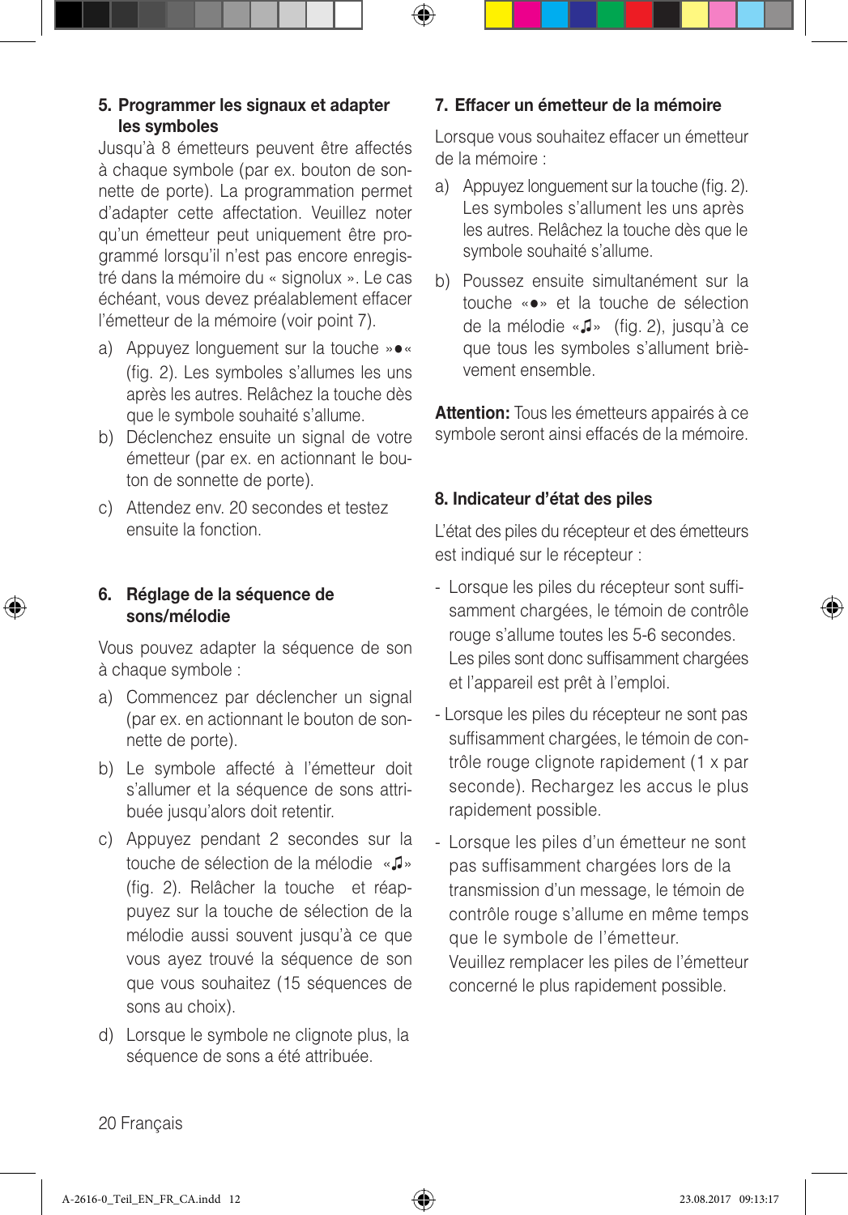## 5. Programmer les signaux et adapter les symboles

Jusqu'à 8 émetteurs peuvent être affectés à chaque symbole (par ex. bouton de sonnette de porte). La programmation permet d'adapter cette affectation. Veuillez noter qu'un émetteur peut uniquement être programmé lorsqu'il n'est pas encore enregistré dans la mémoire du « signolux ». Le cas échéant, vous devez préalablement effacer l'émetteur de la mémoire (voir point 7).

a) Appuyez longuement sur la touche »●« (fig. 2). Les symboles s'allumes les uns après les autres. Relâchez la touche dès que le symbole souhaité s'allume.

b) Déclenchez ensuite un signal de votre émetteur (par ex. en actionnant le bouton de sonnette de porte).

c) Attendez env. 20 secondes et testez ensuite la fonction.

## 6. Réglage de la séquence de sons/mélodie

Vous pouvez adapter la séquence de son à chaque symbole :

a) Commencez par déclencher un signal (par ex. en actionnant le bouton de sonnette de porte).

b) Le symbole affecté à l'émetteur doit s'allumer et la séquence de sons attribuée jusqu'alors doit retentir.

c) Appuyez pendant 2 secondes sur la touche de sélection de la mélodie «♫» (fig. 2). Relâcher la touche et réappuyez sur la touche de sélection de la mélodie aussi souvent jusqu'à ce que vous ayez trouvé la séquence de son que vous souhaitez (15 séquences de sons au choix).

d) Lorsque le symbole ne clignote plus, la séquence de sons a été attribuée.

## 7. Effacer un émetteur de la mémoire

Lorsque vous souhaitez effacer un émetteur de la mémoire :

a) Appuyez longuement sur la touche (fig. 2). Les symboles s'allument les uns après les autres. Relâchez la touche dès que le symbole souhaité s'allume.

b) Poussez ensuite simultanément sur la touche «●» et la touche de sélection de la mélodie «♫» (fig. 2), jusqu'à ce que tous les symboles s'allument brièvement ensemble.

**Attention:** Tous les émetteurs appairés à ce symbole seront ainsi effacés de la mémoire.

## 8. Indicateur d'état des piles

L'état des piles du récepteur et des émetteurs est indiqué sur le récepteur :

- Lorsque les piles du récepteur sont suffisamment chargées, le témoin de contrôle rouge s'allume toutes les 5-6 secondes. Les piles sont donc suffisamment chargées et l'appareil est prêt à l'emploi.
- Lorsque les piles du récepteur ne sont pas suffisamment chargées, le témoin de contrôle rouge clignote rapidement (1 x par seconde). Rechargez les accus le plus rapidement possible.
- Lorsque les piles d'un émetteur ne sont pas suffisamment chargées lors de la transmission d'un message, le témoin de contrôle rouge s'allume en même temps que le symbole de l'émetteur. Veuillez remplacer les piles de l'émetteur concerné le plus rapidement possible.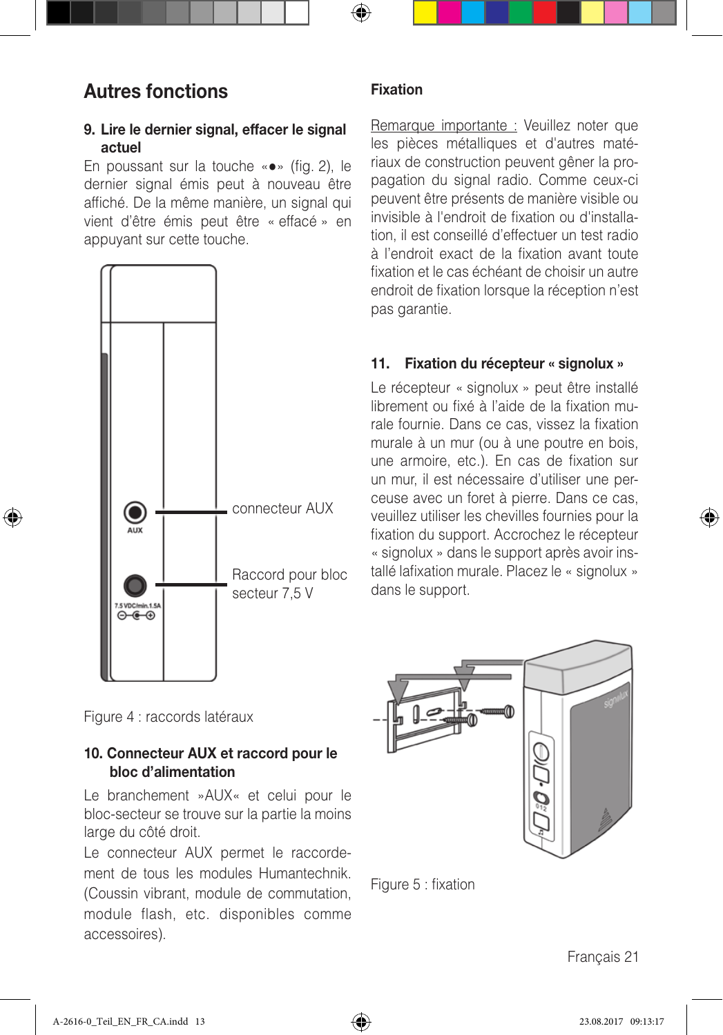## Autres fonctions

**9. Lire le dernier signal, effacer le signal actuel**

En poussant sur la touche «●» (fig. 2), le dernier signal émis peut à nouveau être affiché. De la même manière, un signal qui vient d'être émis peut être « effacé » en appuyant sur cette touche.

connecteur AUX

Raccord pour bloc secteur 7,5 V

Figure 4 : raccords latéraux

**10. Connecteur AUX et raccord pour le bloc d'alimentation**

Le branchement »AUX« et celui pour le bloc-secteur se trouve sur la partie la moins large du côté droit.

Le connecteur AUX permet le raccordement de tous les modules Humantechnik. (Coussin vibrant, module de commutation, module flash, etc. disponibles comme accessoires).

**Fixation**

Remarque importante : Veuillez noter que les pièces métalliques et d'autres matériaux de construction peuvent gêner la propagation du signal radio. Comme ceux-ci peuvent être présents de manière visible ou invisible à l'endroit de fixation ou d'installation, il est conseillé d'effectuer un test radio à l'endroit exact de la fixation avant toute fixation et le cas échéant de choisir un autre endroit de fixation lorsque la réception n'est pas garantie.

**11. Fixation du récepteur « signolux »**

Le récepteur « signolux » peut être installé librement ou fixé à l'aide de la fixation murale fournie. Dans ce cas, vissez la fixation murale à un mur (ou à une poutre en bois, une armoire, etc.). En cas de fixation sur un mur, il est nécessaire d'utiliser une perceuse avec un foret à pierre. Dans ce cas, veuillez utiliser les chevilles fournies pour la fixation du support. Accrochez le récepteur « signolux » dans le support après avoir installé lafixation murale. Placez le « signolux » dans le support.

Figure 5 : fixation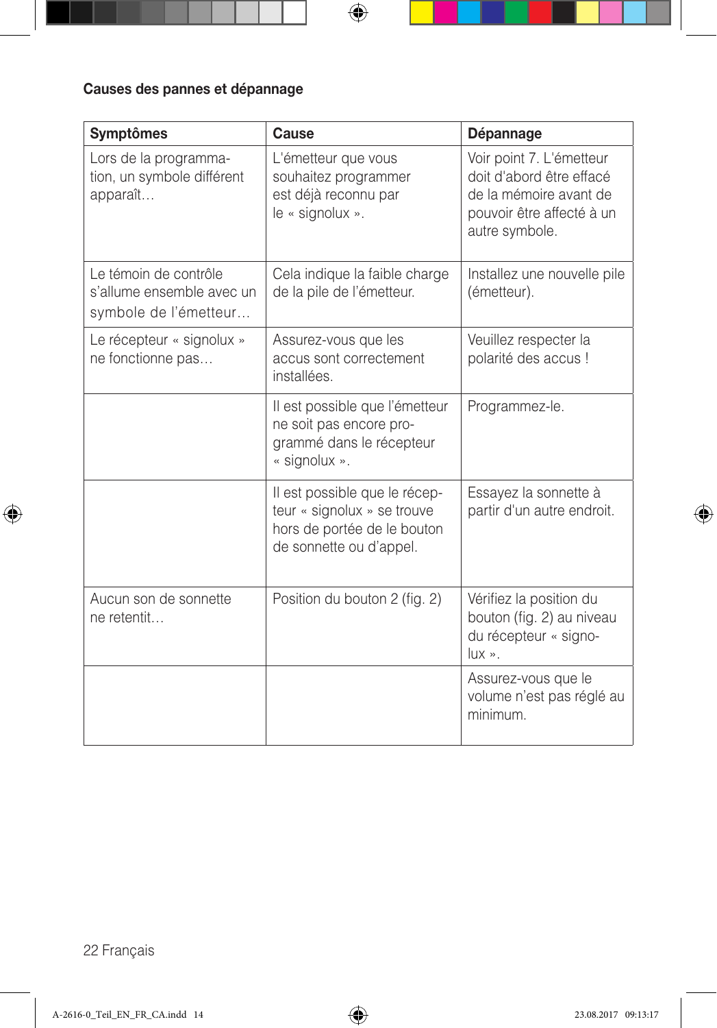## Causes des pannes et dépannage

| Symptômes | Cause | Dépannage |
|---|---|---|
| Lors de la programmation, un symbole différent apparaît… | L'émetteur que vous souhaitez programmer est déjà reconnu par le « signolux ». | Voir point 7. L'émetteur doit d'abord être effacé de la mémoire avant de pouvoir être affecté à un autre symbole. |
| Le témoin de contrôle s'allume ensemble avec un symbole de l'émetteur… | Cela indique la faible charge de la pile de l'émetteur. | Installez une nouvelle pile (émetteur). |
| Le récepteur « signolux » ne fonctionne pas… | Assurez-vous que les accus sont correctement installées. | Veuillez respecter la polarité des accus ! |
| | Il est possible que l'émetteur ne soit pas encore programmé dans le récepteur « signolux ». | Programmez-le. |
| | Il est possible que le récepteur « signolux » se trouve hors de portée de le bouton de sonnette ou d'appel. | Essayez la sonnette à partir d'un autre endroit. |
| Aucun son de sonnette ne retentit… | Position du bouton 2 (fig. 2) | Vérifiez la position du bouton (fig. 2) au niveau du récepteur « signolux ». |
| | | Assurez-vous que le volume n'est pas réglé au minimum. |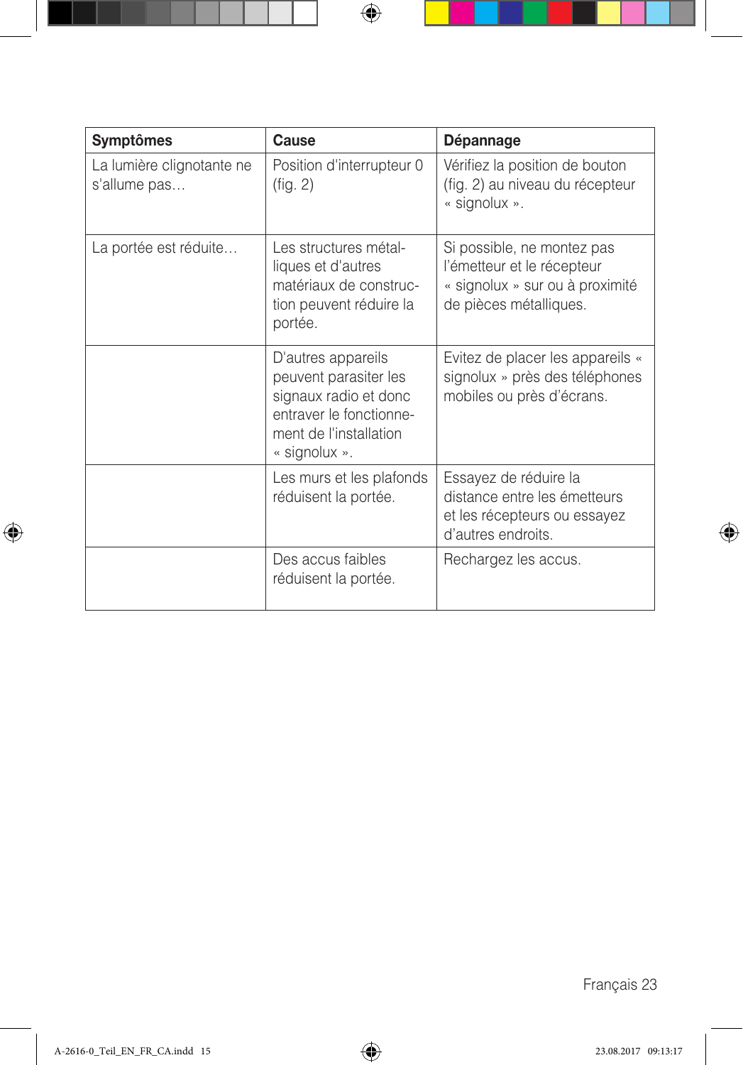| Symptômes | Cause | Dépannage |
| --- | --- | --- |
| La lumière clignotante ne s'allume pas… | Position d'interrupteur 0 (fig. 2) | Vérifiez la position de bouton (fig. 2) au niveau du récepteur « signolux ». |
| La portée est réduite… | Les structures métalliques et d'autres matériaux de construction peuvent réduire la portée. | Si possible, ne montez pas l'émetteur et le récepteur « signolux » sur ou à proximité de pièces métalliques. |
| | D'autres appareils peuvent parasiter les signaux radio et donc entraver le fonctionnement de l'installation « signolux ». | Evitez de placer les appareils « signolux » près des téléphones mobiles ou près d'écrans. |
| | Les murs et les plafonds réduisent la portée. | Essayez de réduire la distance entre les émetteurs et les récepteurs ou essayez d'autres endroits. |
| | Des accus faibles réduisent la portée. | Rechargez les accus. |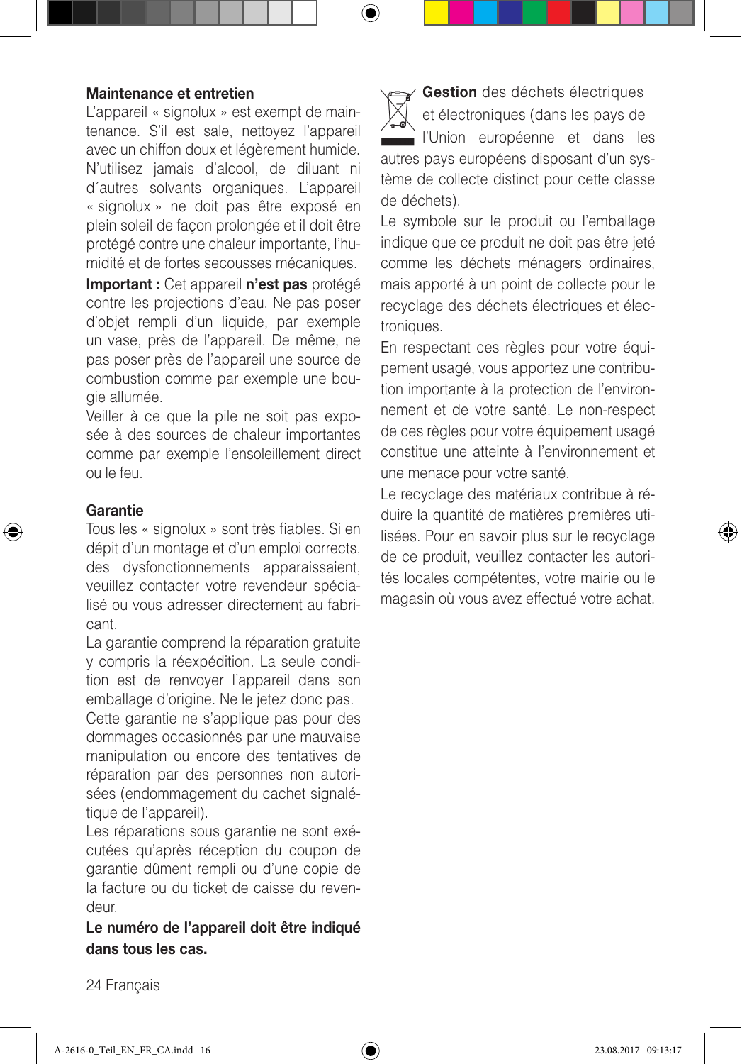### Maintenance et entretien

L'appareil « signolux » est exempt de maintenance. S'il est sale, nettoyez l'appareil avec un chiffon doux et légèrement humide. N'utilisez jamais d'alcool, de diluant ni d´autres solvants organiques. L'appareil « signolux » ne doit pas être exposé en plein soleil de façon prolongée et il doit être protégé contre une chaleur importante, l'humidité et de fortes secousses mécaniques.

**Important :** Cet appareil **n'est pas** protégé contre les projections d'eau. Ne pas poser d'objet rempli d'un liquide, par exemple un vase, près de l'appareil. De même, ne pas poser près de l'appareil une source de combustion comme par exemple une bougie allumée.

Veiller à ce que la pile ne soit pas exposée à des sources de chaleur importantes comme par exemple l'ensoleillement direct ou le feu.

### Garantie

Tous les « signolux » sont très fiables. Si en dépit d'un montage et d'un emploi corrects, des dysfonctionnements apparaissaient, veuillez contacter votre revendeur spécialisé ou vous adresser directement au fabricant.

La garantie comprend la réparation gratuite y compris la réexpédition. La seule condition est de renvoyer l'appareil dans son emballage d'origine. Ne le jetez donc pas.

Cette garantie ne s'applique pas pour des dommages occasionnés par une mauvaise manipulation ou encore des tentatives de réparation par des personnes non autorisées (endommagement du cachet signalétique de l'appareil).

Les réparations sous garantie ne sont exécutées qu'après réception du coupon de garantie dûment rempli ou d'une copie de la facture ou du ticket de caisse du revendeur.

**Le numéro de l'appareil doit être indiqué dans tous les cas.**

**Gestion** des déchets électriques et électroniques (dans les pays de l'Union européenne et dans les autres pays européens disposant d'un système de collecte distinct pour cette classe de déchets).

Le symbole sur le produit ou l'emballage indique que ce produit ne doit pas être jeté comme les déchets ménagers ordinaires, mais apporté à un point de collecte pour le recyclage des déchets électriques et électroniques.

En respectant ces règles pour votre équipement usagé, vous apportez une contribution importante à la protection de l'environnement et de votre santé. Le non-respect de ces règles pour votre équipement usagé constitue une atteinte à l'environnement et une menace pour votre santé.

Le recyclage des matériaux contribue à réduire la quantité de matières premières utilisées. Pour en savoir plus sur le recyclage de ce produit, veuillez contacter les autorités locales compétentes, votre mairie ou le magasin où vous avez effectué votre achat.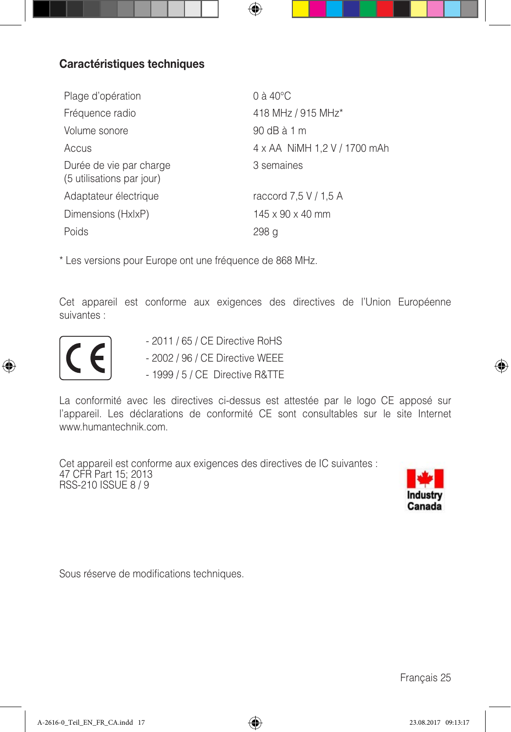## Caractéristiques techniques

| | |
|---|---|
| Plage d'opération | 0 à 40°C |
| Fréquence radio | 418 MHz / 915 MHz* |
| Volume sonore | 90 dB à 1 m |
| Accus | 4 x AA NiMH 1,2 V / 1700 mAh |
| Durée de vie par charge (5 utilisations par jour) | 3 semaines |
| Adaptateur électrique | raccord 7,5 V / 1,5 A |
| Dimensions (HxlxP) | 145 x 90 x 40 mm |
| Poids | 298 g |

* Les versions pour Europe ont une fréquence de 868 MHz.

Cet appareil est conforme aux exigences des directives de l'Union Européenne suivantes :

CE

- 2011 / 65 / CE Directive RoHS
- 2002 / 96 / CE Directive WEEE
- 1999 / 5 / CE Directive R&TTE

La conformité avec les directives ci-dessus est attestée par le logo CE apposé sur l'appareil. Les déclarations de conformité CE sont consultables sur le site Internet www.humantechnik.com.

Cet appareil est conforme aux exigences des directives de IC suivantes :
47 CFR Part 15; 2013
RSS-210 ISSUE 8 / 9

Industry Canada

Sous réserve de modifications techniques.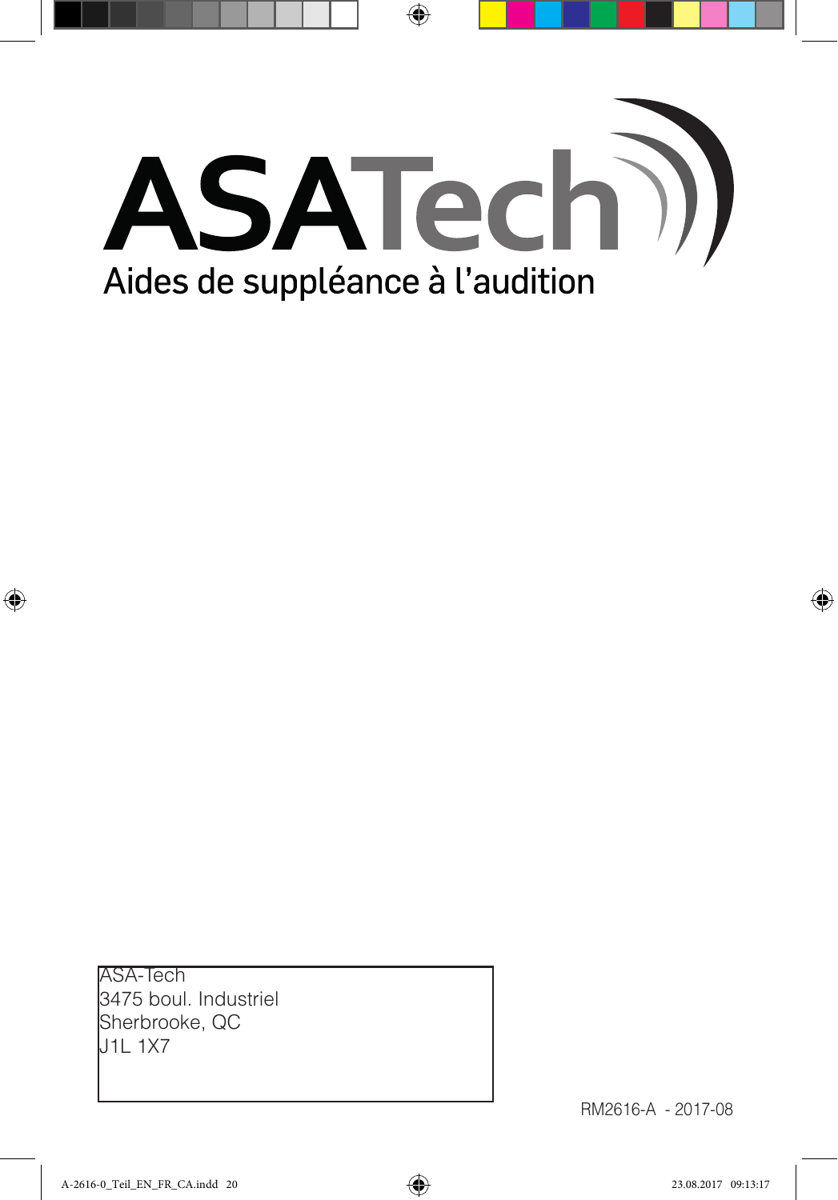ASATech

Aides de suppléance à l’audition

ASA-Tech
3475 boul. Industriel
Sherbrooke, QC
J1L 1X7

RM2616-A - 2017-08